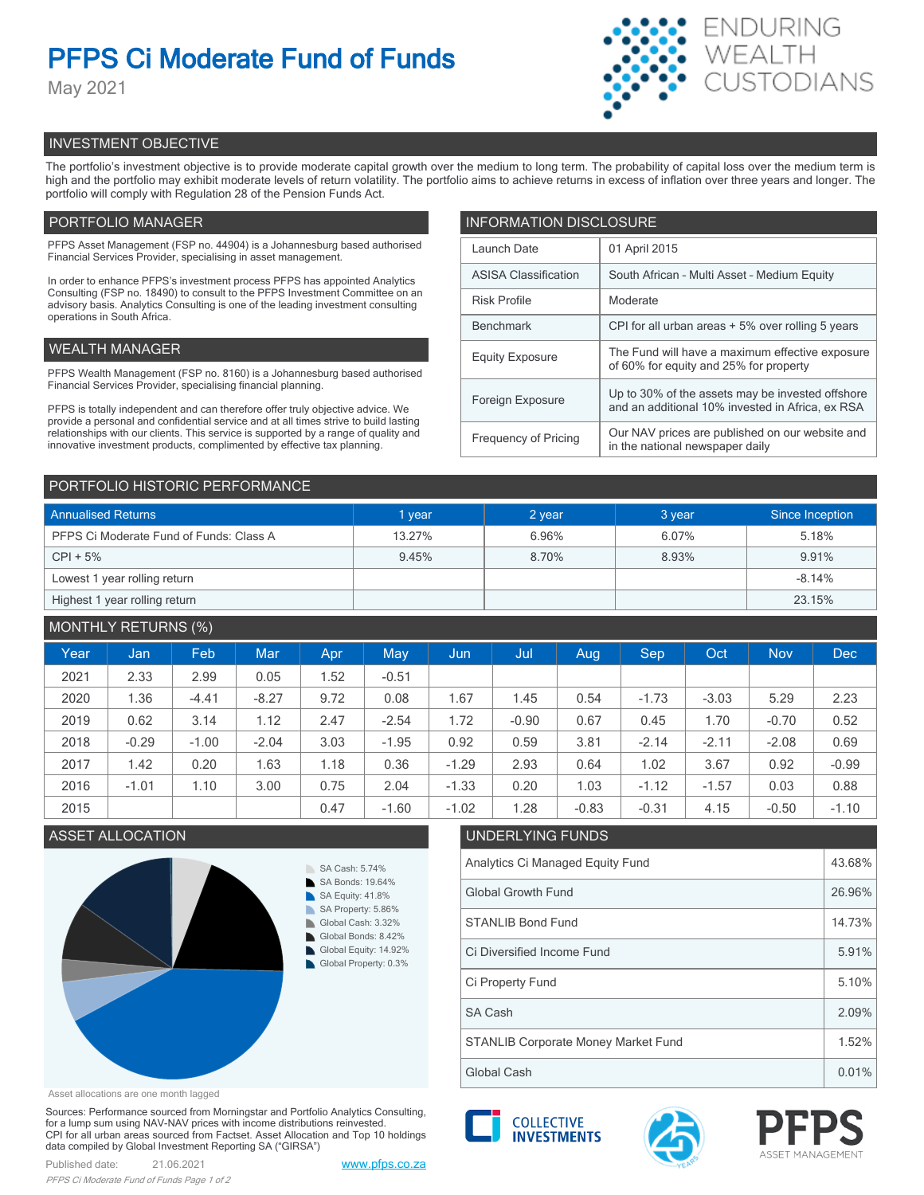# PFPS Ci Moderate Fund of Funds

May 2021

ENDURING WEALTH CUSTODIANS

## INVESTMENT OBJECTIVE

The portfolio's investment objective is to provide moderate capital growth over the medium to long term. The probability of capital loss over the medium term is high and the portfolio may exhibit moderate levels of return volatility. The portfolio aims to achieve returns in excess of inflation over three years and longer. The portfolio will comply with Regulation 28 of the Pension Funds Act.

## PORTFOLIO MANAGER

PFPS Asset Management (FSP no. 44904) is a Johannesburg based authorised Financial Services Provider, specialising in asset management.

In order to enhance PFPS's investment process PFPS has appointed Analytics Consulting (FSP no. 18490) to consult to the PFPS Investment Committee on an advisory basis. Analytics Consulting is one of the leading investment consulting operations in South Africa.

## WEALTH MANAGER

PFPS Wealth Management (FSP no. 8160) is a Johannesburg based authorised Financial Services Provider, specialising financial planning.

PFPS is totally independent and can therefore offer truly objective advice. We provide a personal and confidential service and at all times strive to build lasting relationships with our clients. This service is supported by a range of quality and innovative investment products, complimented by effective tax planning.

## INFORMATION DISCLOSURE

| | |
|---|---|
| Launch Date | 01 April 2015 |
| ASISA Classification | South African - Multi Asset - Medium Equity |
| Risk Profile | Moderate |
| Benchmark | CPI for all urban areas + 5% over rolling 5 years |
| Equity Exposure | The Fund will have a maximum effective exposure of 60% for equity and 25% for property |
| Foreign Exposure | Up to 30% of the assets may be invested offshore and an additional 10% invested in Africa, ex RSA |
| Frequency of Pricing | Our NAV prices are published on our website and in the national newspaper daily |

## PORTFOLIO HISTORIC PERFORMANCE

| Annualised Returns | 1 year | 2 year | 3 year | Since Inception |
|---|---|---|---|---|
| PFPS Ci Moderate Fund of Funds: Class A | 13.27% | 6.96% | 6.07% | 5.18% |
| CPI + 5% | 9.45% | 8.70% | 8.93% | 9.91% |
| Lowest 1 year rolling return | | | | -8.14% |
| Highest 1 year rolling return | | | | 23.15% |

## MONTHLY RETURNS (%)

| Year | Jan | Feb | Mar | Apr | May | Jun | Jul | Aug | Sep | Oct | Nov | Dec |
|---|---|---|---|---|---|---|---|---|---|---|---|---|
| 2021 | 2.33 | 2.99 | 0.05 | 1.52 | -0.51 | | | | | | | |
| 2020 | 1.36 | -4.41 | -8.27 | 9.72 | 0.08 | 1.67 | 1.45 | 0.54 | -1.73 | -3.03 | 5.29 | 2.23 |
| 2019 | 0.62 | 3.14 | 1.12 | 2.47 | -2.54 | 1.72 | -0.90 | 0.67 | 0.45 | 1.70 | -0.70 | 0.52 |
| 2018 | -0.29 | -1.00 | -2.04 | 3.03 | -1.95 | 0.92 | 0.59 | 3.81 | -2.14 | -2.11 | -2.08 | 0.69 |
| 2017 | 1.42 | 0.20 | 1.63 | 1.18 | 0.36 | -1.29 | 2.93 | 0.64 | 1.02 | 3.67 | 0.92 | -0.99 |
| 2016 | -1.01 | 1.10 | 3.00 | 0.75 | 2.04 | -1.33 | 0.20 | 1.03 | -1.12 | -1.57 | 0.03 | 0.88 |
| 2015 | | | | 0.47 | -1.60 | -1.02 | 1.28 | -0.83 | -0.31 | 4.15 | -0.50 | -1.10 |

## ASSET ALLOCATION

- SA Cash: 5.74%
- SA Bonds: 19.64%
- SA Equity: 41.8%
- SA Property: 5.86%
- Global Cash: 3.32%
- Global Bonds: 8.42%
- Global Equity: 14.92%
- Global Property: 0.3%

Asset allocations are one month lagged

## UNDERLYING FUNDS

| | |
|---|---|
| Analytics Ci Managed Equity Fund | 43.68% |
| Global Growth Fund | 26.96% |
| STANLIB Bond Fund | 14.73% |
| Ci Diversified Income Fund | 5.91% |
| Ci Property Fund | 5.10% |
| SA Cash | 2.09% |
| STANLIB Corporate Money Market Fund | 1.52% |
| Global Cash | 0.01% |

Sources: Performance sourced from Morningstar and Portfolio Analytics Consulting, for a lump sum using NAV-NAV prices with income distributions reinvested. CPI for all urban areas sourced from Factset. Asset Allocation and Top 10 holdings data compiled by Global Investment Reporting SA ("GIRSA")

Published date: 21.06.2021

www.pfps.co.za

COLLECTIVE INVESTMENTS

PFPS ASSET MANAGEMENT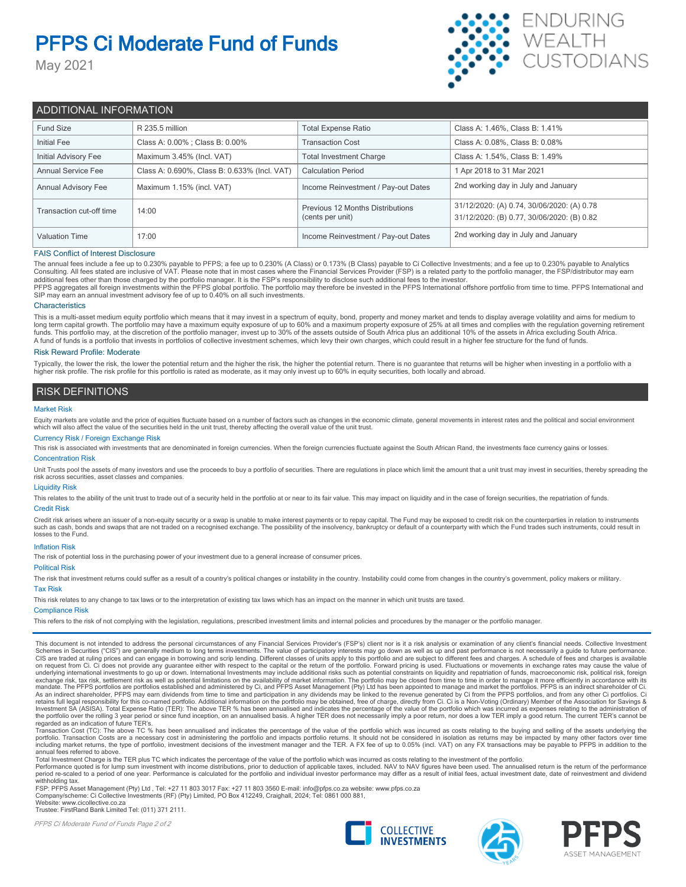# PFPS Ci Moderate Fund of Funds

May 2021

ENDURING WEALTH CUSTODIANS

## ADDITIONAL INFORMATION

| | | | |
|---|---|---|---|
| Fund Size | R 235.5 million | Total Expense Ratio | Class A: 1.46%, Class B: 1.41% |
| Initial Fee | Class A: 0.00% ; Class B: 0.00% | Transaction Cost | Class A: 0.08%, Class B: 0.08% |
| Initial Advisory Fee | Maximum 3.45% (Incl. VAT) | Total Investment Charge | Class A: 1.54%, Class B: 1.49% |
| Annual Service Fee | Class A: 0.690%, Class B: 0.633% (Incl. VAT) | Calculation Period | 1 Apr 2018 to 31 Mar 2021 |
| Annual Advisory Fee | Maximum 1.15% (incl. VAT) | Income Reinvestment / Pay-out Dates | 2nd working day in July and January |
| Transaction cut-off time | 14:00 | Previous 12 Months Distributions (cents per unit) | 31/12/2020: (A) 0.74, 30/06/2020: (A) 0.78<br>31/12/2020: (B) 0.77, 30/06/2020: (B) 0.82 |
| Valuation Time | 17:00 | Income Reinvestment / Pay-out Dates | 2nd working day in July and January |

### FAIS Conflict of Interest Disclosure

The annual fees include a fee up to 0.230% payable to PFPS; a fee up to 0.230% (A Class) or 0.173% (B Class) payable to Ci Collective Investments; and a fee up to 0.230% payable to Analytics Consulting. All fees stated are inclusive of VAT. Please note that in most cases where the Financial Services Provider (FSP) is a related party to the portfolio manager, the FSP/distributor may earn additional fees other than those charged by the portfolio manager. It is the FSP's responsibility to disclose such additional fees to the investor.
PFPS aggregates all foreign investments within the PFPS global portfolio. The portfolio may therefore be invested in the PFPS International offshore portfolio from time to time. PFPS International and SIP may earn an annual investment advisory fee of up to 0.40% on all such investments.

### Characteristics

This is a multi-asset medium equity portfolio which means that it may invest in a spectrum of equity, bond, property and money market and tends to display average volatility and aims for medium to long term capital growth. The portfolio may have a maximum equity exposure of up to 60% and a maximum property exposure of 25% at all times and complies with the regulation governing retirement funds. This portfolio may, at the discretion of the portfolio manager, invest up to 30% of the assets outside South Africa plus an additional 10% of the assets in Africa excluding South Africa.
A fund of funds is a portfolio that invests in portfolios of collective investment schemes, which levy their own charges, which could result in a higher fee structure for the fund of funds.

### Risk Reward Profile: Moderate

Typically, the lower the risk, the lower the potential return and the higher the risk, the higher the potential return. There is no guarantee that returns will be higher when investing in a portfolio with a higher risk profile. The risk profile for this portfolio is rated as moderate, as it may only invest up to 60% in equity securities, both locally and abroad.

## RISK DEFINITIONS

### Market Risk

Equity markets are volatile and the price of equities fluctuate based on a number of factors such as changes in the economic climate, general movements in interest rates and the political and social environment which will also affect the value of the securities held in the unit trust, thereby affecting the overall value of the unit trust.

### Currency Risk / Foreign Exchange Risk

This risk is associated with investments that are denominated in foreign currencies. When the foreign currencies fluctuate against the South African Rand, the investments face currency gains or losses.

### Concentration Risk

Unit Trusts pool the assets of many investors and use the proceeds to buy a portfolio of securities. There are regulations in place which limit the amount that a unit trust may invest in securities, thereby spreading the risk across securities, asset classes and companies.

### Liquidity Risk

This relates to the ability of the unit trust to trade out of a security held in the portfolio at or near to its fair value. This may impact on liquidity and in the case of foreign securities, the repatriation of funds.

### Credit Risk

Credit risk arises where an issuer of a non-equity security or a swap is unable to make interest payments or to repay capital. The Fund may be exposed to credit risk on the counterparties in relation to instruments such as cash, bonds and swaps that are not traded on a recognised exchange. The possibility of the insolvency, bankruptcy or default of a counterparty with which the Fund trades such instruments, could result in losses to the Fund.

### Inflation Risk

The risk of potential loss in the purchasing power of your investment due to a general increase of consumer prices.

### Political Risk

The risk that investment returns could suffer as a result of a country's political changes or instability in the country. Instability could come from changes in the country's government, policy makers or military.

### Tax Risk

This risk relates to any change to tax laws or to the interpretation of existing tax laws which has an impact on the manner in which unit trusts are taxed.

### Compliance Risk

This refers to the risk of not complying with the legislation, regulations, prescribed investment limits and internal policies and procedures by the manager or the portfolio manager.

This document is not intended to address the personal circumstances of any Financial Services Provider's (FSP's) client nor is it a risk analysis or examination of any client's financial needs. Collective Investment Schemes in Securities ("CIS") are generally medium to long terms investments. The value of participatory interests may go down as well as up and past performance is not necessarily a guide to future performance. CIS are traded at ruling prices and can engage in borrowing and scrip lending. Different classes of units apply to this portfolio and are subject to different fees and charges. A schedule of fees and charges is available on request from Ci. Ci does not provide any guarantee either with respect to the capital or the return of the portfolio. Forward pricing is used. Fluctuations or movements in exchange rates may cause the value of underlying international investments to go up or down. International Investments may include additional risks such as potential constraints on liquidity and repatriation of funds, macroeconomic risk, political risk, foreign exchange risk, tax risk, settlement risk as well as potential limitations on the availability of market information. The portfolio may be closed from time to time in order to manage it more efficiently in accordance with its mandate. The PFPS portfolios are portfolios established and administered by Ci, and PFPS Asset Management (Pty) Ltd has been appointed to manage and market the portfolios. PFPS is an indirect shareholder of Ci. As an indirect shareholder, PFPS may earn dividends from time to time and participation in any dividends may be linked to the revenue generated by Ci from the PFPS portfolios, and from any other Ci portfolios. Ci retains full legal responsibility for this co-named portfolio. Additional information on the portfolio may be obtained, free of charge, directly from Ci. Ci is a Non-Voting (Ordinary) Member of the Association for Savings & Investment SA (ASISA). Total Expense Ratio (TER): The above TER % has been annualised and indicates the percentage of the value of the portfolio which was incurred as expenses relating to the administration of the portfolio over the rolling 3 year period or since fund inception, on an annualised basis. A higher TER does not necessarily imply a poor return, nor does a low TER imply a good return. The current TER's cannot be regarded as an indication of future TER's.
Transaction Cost (TC): The above TC % has been annualised and indicates the percentage of the value of the portfolio which was incurred as costs relating to the buying and selling of the assets underlying the portfolio. Transaction Costs are a necessary cost in administering the portfolio and impacts portfolio returns. It should not be considered in isolation as returns may be impacted by many other factors over time including market returns, the type of portfolio, investment decisions of the investment manager and the TER. A FX fee of up to 0.05% (incl. VAT) on any FX transactions may be payable to PFPS in addition to the annual fees referred to above.
Total Investment Charge is the TER plus TC which indicates the percentage of the value of the portfolio which was incurred as costs relating to the investment of the portfolio.
Performance quoted is for lump sum investment with income distributions, prior to deduction of applicable taxes, included. NAV to NAV figures have been used. The annualised return is the return of the performance period re-scaled to a period of one year. Performance is calculated for the portfolio and individual investor performance may differ as a result of initial fees, actual investment date, date of reinvestment and dividend withholding tax.
FSP: PFPS Asset Management (Pty) Ltd , Tel: +27 11 803 3017 Fax: +27 11 803 3560 E-mail: info@pfps.co.za website: www.pfps.co.za
Company/scheme: Ci Collective Investments (RF) (Pty) Limited, PO Box 412249, Craighall, 2024; Tel: 0861 000 881,
Website: www.cicollective.co.za
Trustee: FirstRand Bank Limited Tel: (011) 371 2111.

COLLECTIVE INVESTMENTS

PFPS ASSET MANAGEMENT